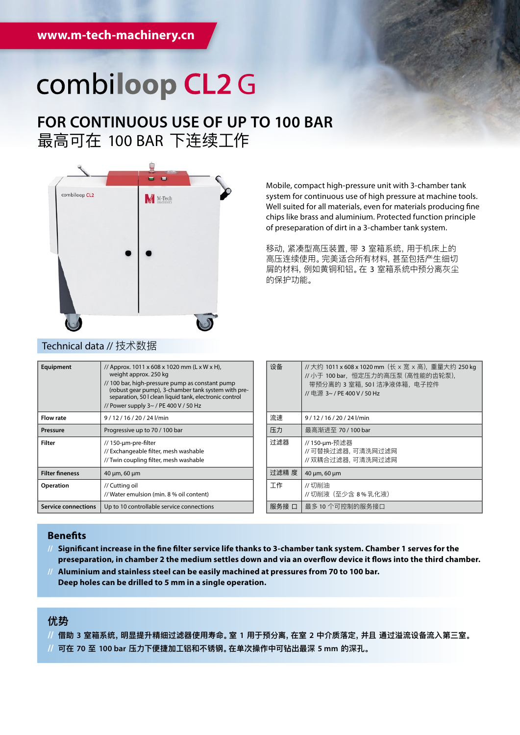www.m-tech-machinery.cn

# combiloop CL2 G

## FOR CONTINUOUS USE OF UP TO 100 BAR
## 最高可在 100 BAR 下连续工作

Mobile, compact high-pressure unit with 3-chamber tank system for continuous use of high pressure at machine tools. Well suited for all materials, even for materials producing fine chips like brass and aluminium. Protected function principle of preseparation of dirt in a 3-chamber tank system.

移动，紧凑型高压装置，带 3 室箱系统，用于机床上的高压连续使用。完美适合所有材料，甚至包括产生细切屑的材料，例如黄铜和铝。在 3 室箱系统中预分离灰尘的保护功能。

### Technical data // 技术数据

| | |
|---|---|
| **Equipment** | // Approx. 1011 x 608 x 1020 mm (L x W x H), weight approx. 250 kg<br>// 100 bar, high-pressure pump as constant pump (robust gear pump), 3-chamber tank system with pre-separation, 50 l clean liquid tank, electronic control<br>// Power supply 3~ / PE 400 V / 50 Hz |
| **Flow rate** | 9 / 12 / 16 / 20 / 24 l/min |
| **Pressure** | Progressive up to 70 / 100 bar |
| **Filter** | // 150-µm-pre-filter<br>// Exchangeable filter, mesh washable<br>// Twin coupling filter, mesh washable |
| **Filter fineness** | 40 µm, 60 µm |
| **Operation** | // Cutting oil<br>// Water emulsion (min. 8 % oil content) |
| **Service connections** | Up to 10 controllable service connections |

| | |
|---|---|
| 设备 | // 大约 1011 x 608 x 1020 mm（长 x 宽 x 高），重量大约 250 kg<br>// 小于 100 bar，恒定压力的高压泵（高性能的齿轮泵），带预分离的 3 室箱，50 l 洁净液体箱，电子控件<br>// 电源 3~ / PE 400 V / 50 Hz |
| 流速 | 9 / 12 / 16 / 20 / 24 l/min |
| 压力 | 最高渐进至 70 / 100 bar |
| 过滤器 | // 150-µm-预滤器<br>// 可替换过滤器，可清洗网过滤网<br>// 双耦合过滤器，可清洗网过滤网 |
| 过滤精度 | 40 µm, 60 µm |
| 工作 | // 切削油<br>// 切削液（至少含 8 % 乳化液） |
| 服务接口 | 最多 10 个可控制的服务接口 |

### Benefits

// **Significant increase in the fine filter service life thanks to 3-chamber tank system. Chamber 1 serves for the preseparation, in chamber 2 the medium settles down and via an overflow device it flows into the third chamber.**

// **Aluminium and stainless steel can be easily machined at pressures from 70 to 100 bar. Deep holes can be drilled to 5 mm in a single operation.**

### 优势

// **借助 3 室箱系统，明显提升精细过滤器使用寿命。室 1 用于预分离，在室 2 中介质落定，并且 通过溢流设备流入第三室。**

// **可在 70 至 100 bar 压力下便捷加工铝和不锈钢。在单次操作中可钻出最深 5 mm 的深孔。**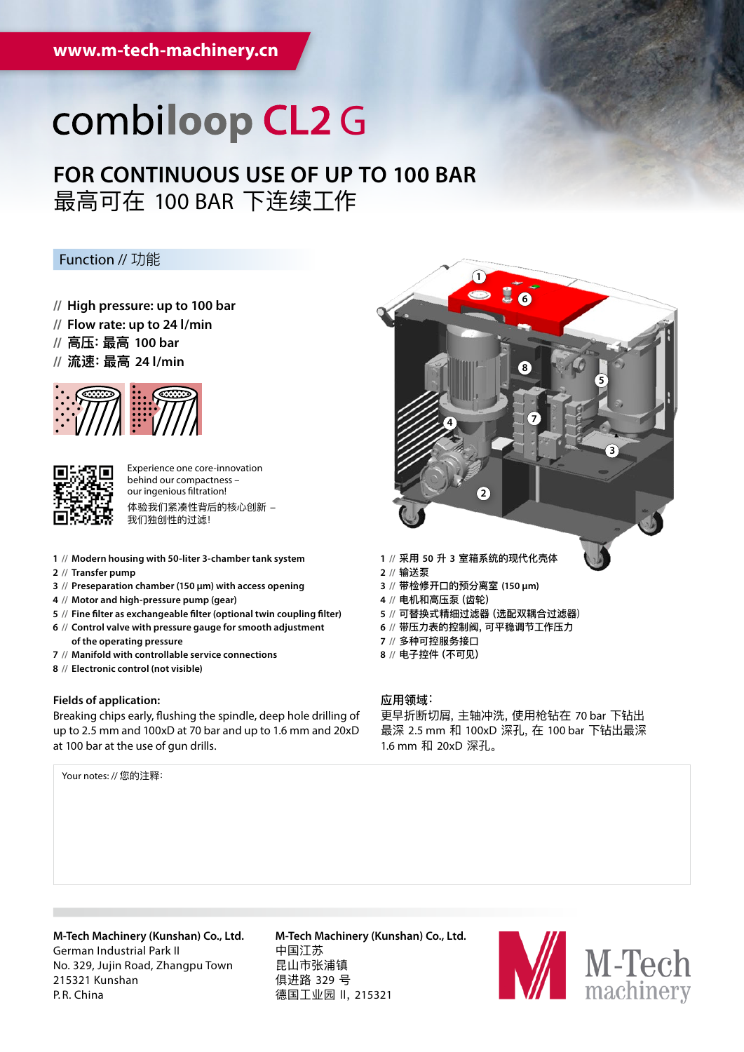www.m-tech-machinery.cn

# combiloop CL2 G

## FOR CONTINUOUS USE OF UP TO 100 BAR
## 最高可在 100 BAR 下连续工作

### Function // 功能

- // **High pressure: up to 100 bar**
- // **Flow rate: up to 24 l/min**
- // **高压：最高 100 bar**
- // **流速：最高 24 l/min**

Experience one core-innovation behind our compactness – our ingenious filtration!

体验我们紧凑性背后的核心创新 – 我们独创性的过滤！

1 // **Modern housing with 50-liter 3-chamber tank system**
2 // **Transfer pump**
3 // **Preseparation chamber (150 µm) with access opening**
4 // **Motor and high-pressure pump (gear)**
5 // **Fine filter as exchangeable filter (optional twin coupling filter)**
6 // **Control valve with pressure gauge for smooth adjustment of the operating pressure**
7 // **Manifold with controllable service connections**
8 // **Electronic control (not visible)**

1 // **采用 50 升 3 室箱系统的现代化壳体**
2 // **输送泵**
3 // **带检修开口的预分离室 (150 µm)**
4 // **电机和高压泵 (齿轮)**
5 // **可替换式精细过滤器 (选配双耦合过滤器)**
6 // **带压力表的控制阀，可平稳调节工作压力**
7 // **多种可控服务接口**
8 // **电子控件 (不可见)**

**Fields of application:**
Breaking chips early, flushing the spindle, deep hole drilling of up to 2.5 mm and 100xD at 70 bar and up to 1.6 mm and 20xD at 100 bar at the use of gun drills.

**应用领域：**
更早折断切屑，主轴冲洗，使用枪钻在 70 bar 下钻出最深 2.5 mm 和 100xD 深孔，在 100 bar 下钻出最深 1.6 mm 和 20xD 深孔。

Your notes: // 您的注释：

**M-Tech Machinery (Kunshan) Co., Ltd.**
German Industrial Park II
No. 329, Jujin Road, Zhangpu Town
215321 Kunshan
P.R. China

**M-Tech Machinery (Kunshan) Co., Ltd.**
中国江苏
昆山市张浦镇
俱进路 329 号
德国工业园 II，215321

M-Tech machinery